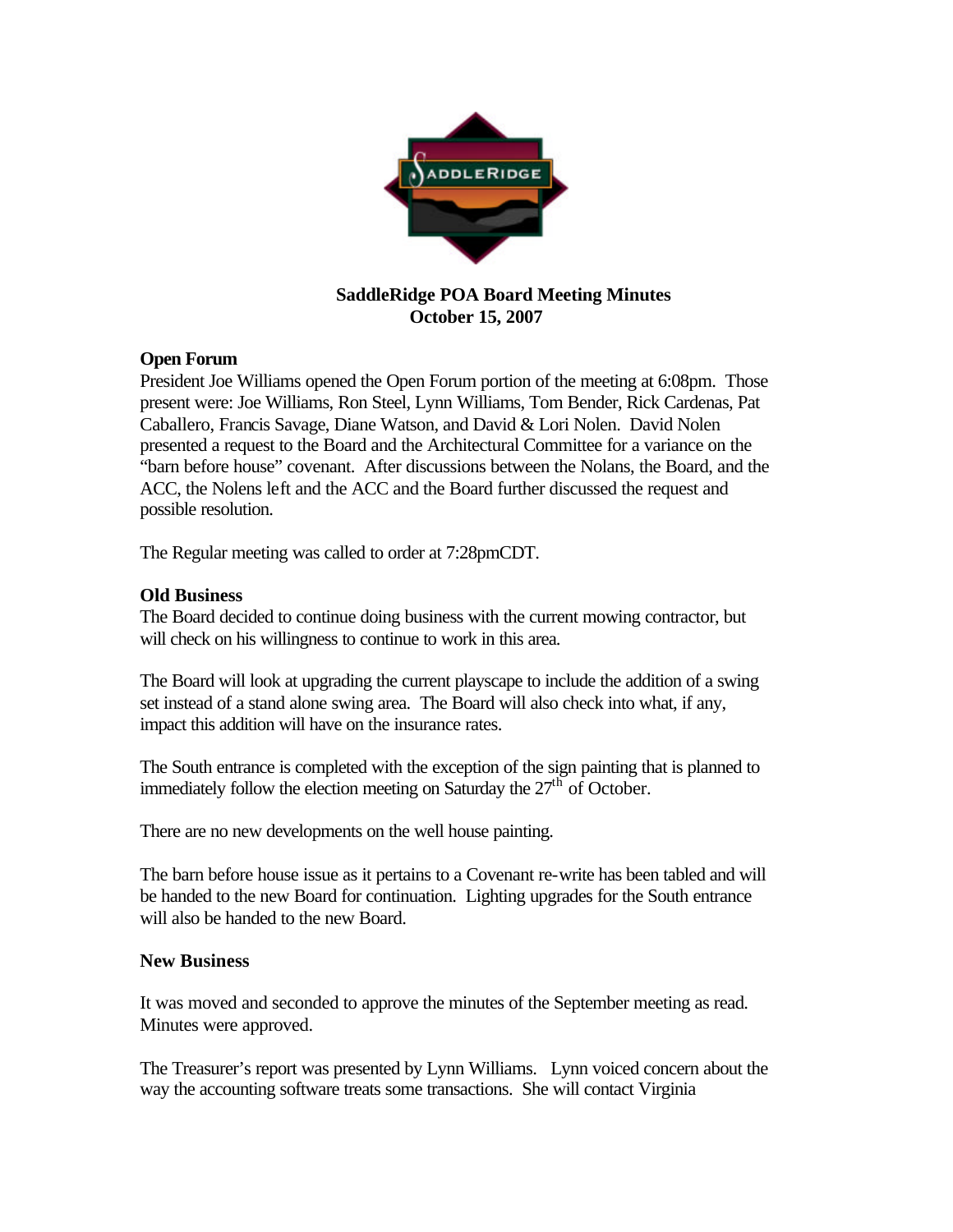# SaddleRidge POA Board Meeting Minutes
## October 15, 2007

**Open Forum**

President Joe Williams opened the Open Forum portion of the meeting at 6:08pm. Those present were: Joe Williams, Ron Steel, Lynn Williams, Tom Bender, Rick Cardenas, Pat Caballero, Francis Savage, Diane Watson, and David & Lori Nolen. David Nolen presented a request to the Board and the Architectural Committee for a variance on the "barn before house" covenant. After discussions between the Nolans, the Board, and the ACC, the Nolens left and the ACC and the Board further discussed the request and possible resolution.

The Regular meeting was called to order at 7:28pmCDT.

**Old Business**

The Board decided to continue doing business with the current mowing contractor, but will check on his willingness to continue to work in this area.

The Board will look at upgrading the current playscape to include the addition of a swing set instead of a stand alone swing area. The Board will also check into what, if any, impact this addition will have on the insurance rates.

The South entrance is completed with the exception of the sign painting that is planned to immediately follow the election meeting on Saturday the 27th of October.

There are no new developments on the well house painting.

The barn before house issue as it pertains to a Covenant re-write has been tabled and will be handed to the new Board for continuation. Lighting upgrades for the South entrance will also be handed to the new Board.

**New Business**

It was moved and seconded to approve the minutes of the September meeting as read. Minutes were approved.

The Treasurer's report was presented by Lynn Williams. Lynn voiced concern about the way the accounting software treats some transactions. She will contact Virginia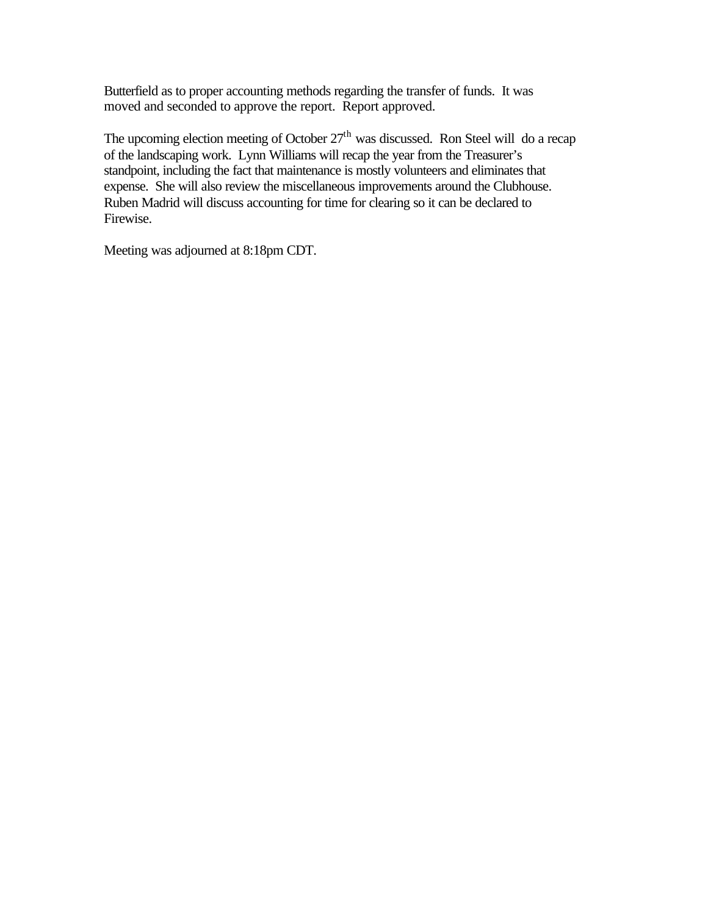Butterfield as to proper accounting methods regarding the transfer of funds. It was moved and seconded to approve the report. Report approved.

The upcoming election meeting of October 27th was discussed. Ron Steel will do a recap of the landscaping work. Lynn Williams will recap the year from the Treasurer's standpoint, including the fact that maintenance is mostly volunteers and eliminates that expense. She will also review the miscellaneous improvements around the Clubhouse. Ruben Madrid will discuss accounting for time for clearing so it can be declared to Firewise.

Meeting was adjourned at 8:18pm CDT.